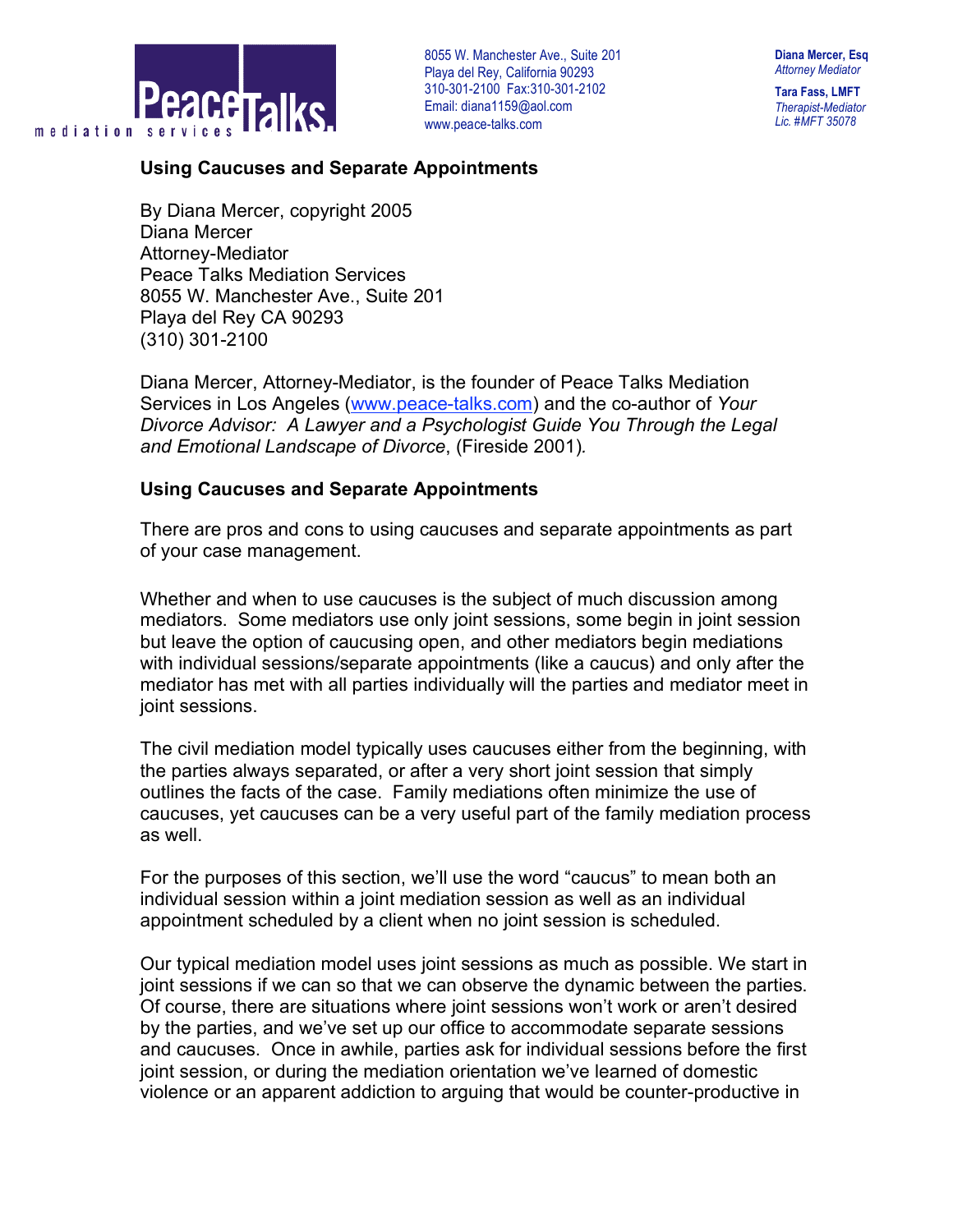PeaceTalks mediation services

8055 W. Manchester Ave., Suite 201
Playa del Rey, California 90293
310-301-2100 Fax:310-301-2102
Email: diana1159@aol.com
www.peace-talks.com

**Diana Mercer, Esq**
*Attorney Mediator*

**Tara Fass, LMFT**
*Therapist-Mediator*
*Lic. #MFT 35078*

## Using Caucuses and Separate Appointments

By Diana Mercer, copyright 2005
Diana Mercer
Attorney-Mediator
Peace Talks Mediation Services
8055 W. Manchester Ave., Suite 201
Playa del Rey CA 90293
(310) 301-2100

Diana Mercer, Attorney-Mediator, is the founder of Peace Talks Mediation Services in Los Angeles (www.peace-talks.com) and the co-author of *Your Divorce Advisor: A Lawyer and a Psychologist Guide You Through the Legal and Emotional Landscape of Divorce*, (Fireside 2001).

## Using Caucuses and Separate Appointments

There are pros and cons to using caucuses and separate appointments as part of your case management.

Whether and when to use caucuses is the subject of much discussion among mediators. Some mediators use only joint sessions, some begin in joint session but leave the option of caucusing open, and other mediators begin mediations with individual sessions/separate appointments (like a caucus) and only after the mediator has met with all parties individually will the parties and mediator meet in joint sessions.

The civil mediation model typically uses caucuses either from the beginning, with the parties always separated, or after a very short joint session that simply outlines the facts of the case. Family mediations often minimize the use of caucuses, yet caucuses can be a very useful part of the family mediation process as well.

For the purposes of this section, we'll use the word "caucus" to mean both an individual session within a joint mediation session as well as an individual appointment scheduled by a client when no joint session is scheduled.

Our typical mediation model uses joint sessions as much as possible. We start in joint sessions if we can so that we can observe the dynamic between the parties. Of course, there are situations where joint sessions won't work or aren't desired by the parties, and we've set up our office to accommodate separate sessions and caucuses. Once in awhile, parties ask for individual sessions before the first joint session, or during the mediation orientation we've learned of domestic violence or an apparent addiction to arguing that would be counter-productive in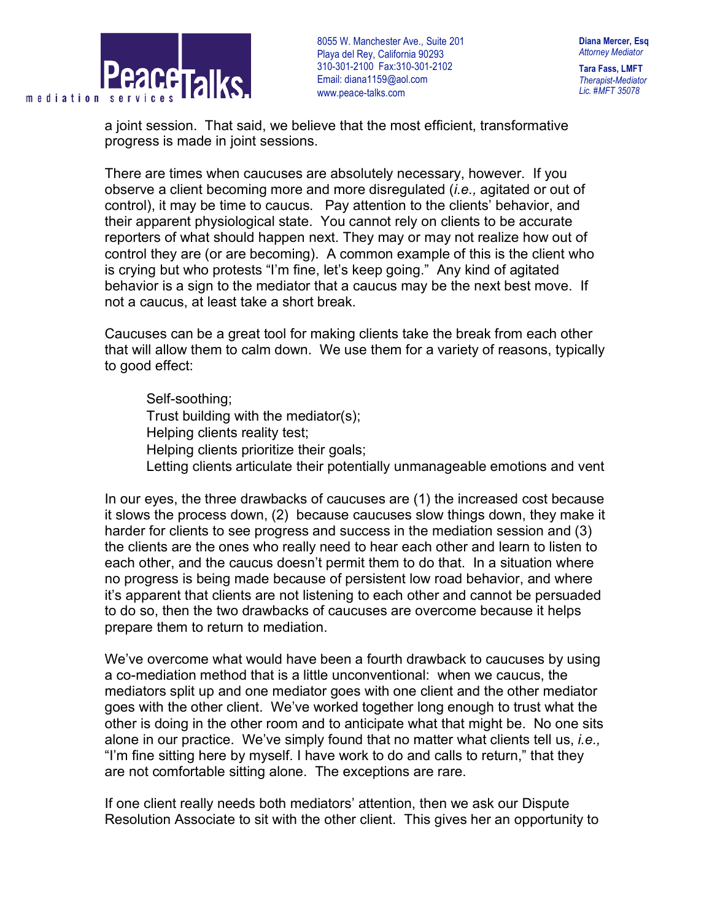a joint session. That said, we believe that the most efficient, transformative progress is made in joint sessions.

There are times when caucuses are absolutely necessary, however. If you observe a client becoming more and more disregulated (*i.e.,* agitated or out of control), it may be time to caucus. Pay attention to the clients' behavior, and their apparent physiological state. You cannot rely on clients to be accurate reporters of what should happen next. They may or may not realize how out of control they are (or are becoming). A common example of this is the client who is crying but who protests "I'm fine, let's keep going." Any kind of agitated behavior is a sign to the mediator that a caucus may be the next best move. If not a caucus, at least take a short break.

Caucuses can be a great tool for making clients take the break from each other that will allow them to calm down. We use them for a variety of reasons, typically to good effect:

> Self-soothing;
> Trust building with the mediator(s);
> Helping clients reality test;
> Helping clients prioritize their goals;
> Letting clients articulate their potentially unmanageable emotions and vent

In our eyes, the three drawbacks of caucuses are (1) the increased cost because it slows the process down, (2) because caucuses slow things down, they make it harder for clients to see progress and success in the mediation session and (3) the clients are the ones who really need to hear each other and learn to listen to each other, and the caucus doesn't permit them to do that. In a situation where no progress is being made because of persistent low road behavior, and where it's apparent that clients are not listening to each other and cannot be persuaded to do so, then the two drawbacks of caucuses are overcome because it helps prepare them to return to mediation.

We've overcome what would have been a fourth drawback to caucuses by using a co-mediation method that is a little unconventional: when we caucus, the mediators split up and one mediator goes with one client and the other mediator goes with the other client. We've worked together long enough to trust what the other is doing in the other room and to anticipate what that might be. No one sits alone in our practice. We've simply found that no matter what clients tell us, *i.e.,* "I'm fine sitting here by myself. I have work to do and calls to return," that they are not comfortable sitting alone. The exceptions are rare.

If one client really needs both mediators' attention, then we ask our Dispute Resolution Associate to sit with the other client. This gives her an opportunity to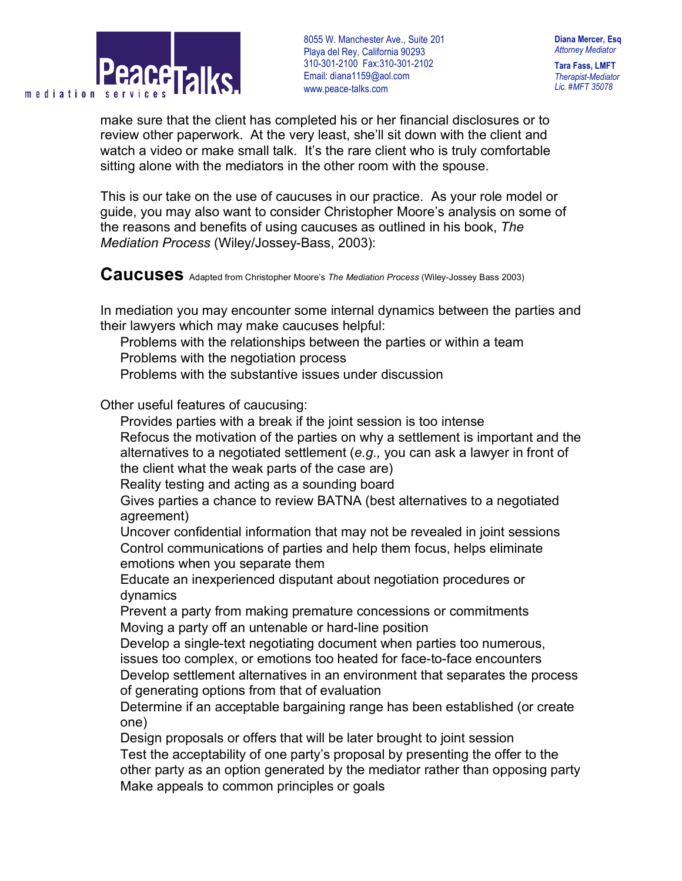make sure that the client has completed his or her financial disclosures or to review other paperwork. At the very least, she'll sit down with the client and watch a video or make small talk. It's the rare client who is truly comfortable sitting alone with the mediators in the other room with the spouse.

This is our take on the use of caucuses in our practice. As your role model or guide, you may also want to consider Christopher Moore's analysis on some of the reasons and benefits of using caucuses as outlined in his book, *The Mediation Process* (Wiley/Jossey-Bass, 2003):

## Caucuses

Adapted from Christopher Moore's *The Mediation Process* (Wiley-Jossey Bass 2003)

In mediation you may encounter some internal dynamics between the parties and their lawyers which may make caucuses helpful:

- Problems with the relationships between the parties or within a team
- Problems with the negotiation process
- Problems with the substantive issues under discussion

Other useful features of caucusing:

- Provides parties with a break if the joint session is too intense
- Refocus the motivation of the parties on why a settlement is important and the alternatives to a negotiated settlement (*e.g.,* you can ask a lawyer in front of the client what the weak parts of the case are)
- Reality testing and acting as a sounding board
- Gives parties a chance to review BATNA (best alternatives to a negotiated agreement)
- Uncover confidential information that may not be revealed in joint sessions
- Control communications of parties and help them focus, helps eliminate emotions when you separate them
- Educate an inexperienced disputant about negotiation procedures or dynamics
- Prevent a party from making premature concessions or commitments
- Moving a party off an untenable or hard-line position
- Develop a single-text negotiating document when parties too numerous, issues too complex, or emotions too heated for face-to-face encounters
- Develop settlement alternatives in an environment that separates the process of generating options from that of evaluation
- Determine if an acceptable bargaining range has been established (or create one)
- Design proposals or offers that will be later brought to joint session
- Test the acceptability of one party's proposal by presenting the offer to the other party as an option generated by the mediator rather than opposing party
- Make appeals to common principles or goals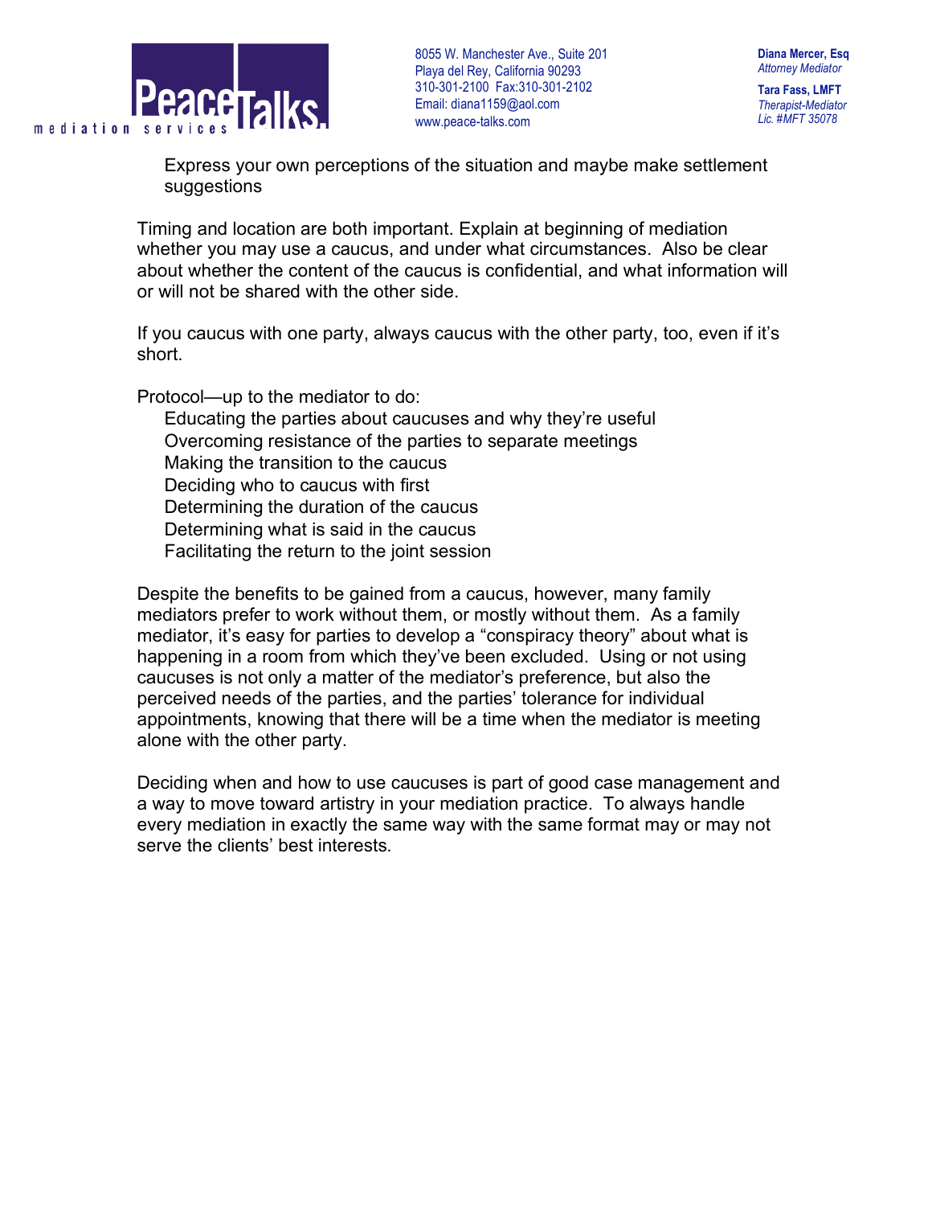Express your own perceptions of the situation and maybe make settlement suggestions

Timing and location are both important. Explain at beginning of mediation whether you may use a caucus, and under what circumstances. Also be clear about whether the content of the caucus is confidential, and what information will or will not be shared with the other side.

If you caucus with one party, always caucus with the other party, too, even if it's short.

Protocol—up to the mediator to do:

- Educating the parties about caucuses and why they're useful
- Overcoming resistance of the parties to separate meetings
- Making the transition to the caucus
- Deciding who to caucus with first
- Determining the duration of the caucus
- Determining what is said in the caucus
- Facilitating the return to the joint session

Despite the benefits to be gained from a caucus, however, many family mediators prefer to work without them, or mostly without them. As a family mediator, it's easy for parties to develop a "conspiracy theory" about what is happening in a room from which they've been excluded. Using or not using caucuses is not only a matter of the mediator's preference, but also the perceived needs of the parties, and the parties' tolerance for individual appointments, knowing that there will be a time when the mediator is meeting alone with the other party.

Deciding when and how to use caucuses is part of good case management and a way to move toward artistry in your mediation practice. To always handle every mediation in exactly the same way with the same format may or may not serve the clients' best interests.